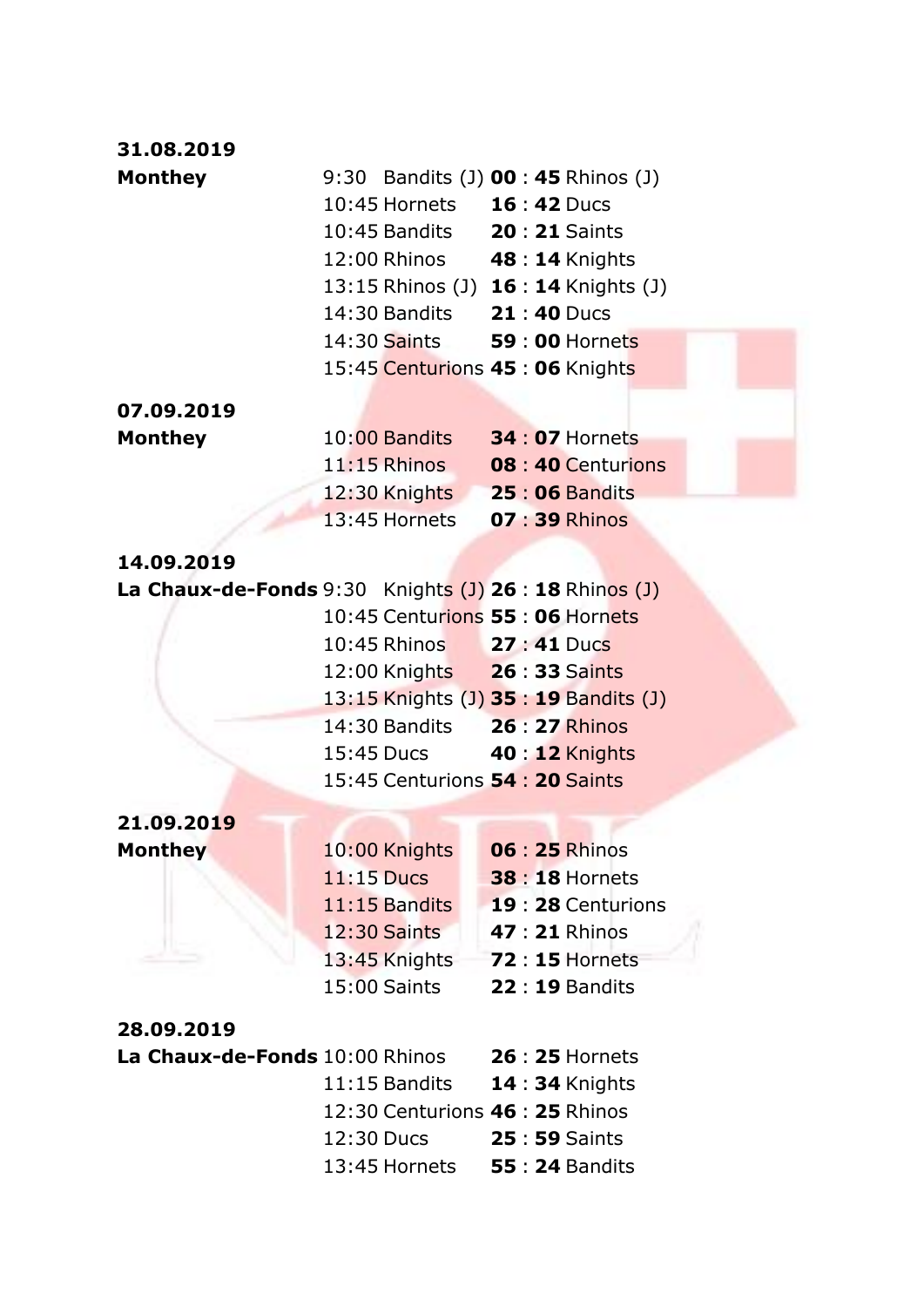**31.08.2019**

| | | | | | |
|---|---|---|---|---|---|
| **Monthey** | 9:30 | Bandits (J) | **00** : **45** | Rhinos (J) |
| | 10:45 | Hornets | **16** : **42** | Ducs |
| | 10:45 | Bandits | **20** : **21** | Saints |
| | 12:00 | Rhinos | **48** : **14** | Knights |
| | 13:15 | Rhinos (J) | **16** : **14** | Knights (J) |
| | 14:30 | Bandits | **21** : **40** | Ducs |
| | 14:30 | Saints | **59** : **00** | Hornets |
| | 15:45 | Centurions | **45** : **06** | Knights |

**07.09.2019**

| | | | | |
|---|---|---|---|---|
| **Monthey** | 10:00 | Bandits | **34** : **07** | Hornets |
| | 11:15 | Rhinos | **08** : **40** | Centurions |
| | 12:30 | Knights | **25** : **06** | Bandits |
| | 13:45 | Hornets | **07** : **39** | Rhinos |

**14.09.2019**

| | | | | |
|---|---|---|---|---|
| **La Chaux-de-Fonds** | 9:30 | Knights (J) | **26** : **18** | Rhinos (J) |
| | 10:45 | Centurions | **55** : **06** | Hornets |
| | 10:45 | Rhinos | **27** : **41** | Ducs |
| | 12:00 | Knights | **26** : **33** | Saints |
| | 13:15 | Knights (J) | **35** : **19** | Bandits (J) |
| | 14:30 | Bandits | **26** : **27** | Rhinos |
| | 15:45 | Ducs | **40** : **12** | Knights |
| | 15:45 | Centurions | **54** : **20** | Saints |

**21.09.2019**

| | | | | |
|---|---|---|---|---|
| **Monthey** | 10:00 | Knights | **06** : **25** | Rhinos |
| | 11:15 | Ducs | **38** : **18** | Hornets |
| | 11:15 | Bandits | **19** : **28** | Centurions |
| | 12:30 | Saints | **47** : **21** | Rhinos |
| | 13:45 | Knights | **72** : **15** | Hornets |
| | 15:00 | Saints | **22** : **19** | Bandits |

**28.09.2019**

| | | | | |
|---|---|---|---|---|
| **La Chaux-de-Fonds** | 10:00 | Rhinos | **26** : **25** | Hornets |
| | 11:15 | Bandits | **14** : **34** | Knights |
| | 12:30 | Centurions | **46** : **25** | Rhinos |
| | 12:30 | Ducs | **25** : **59** | Saints |
| | 13:45 | Hornets | **55** : **24** | Bandits |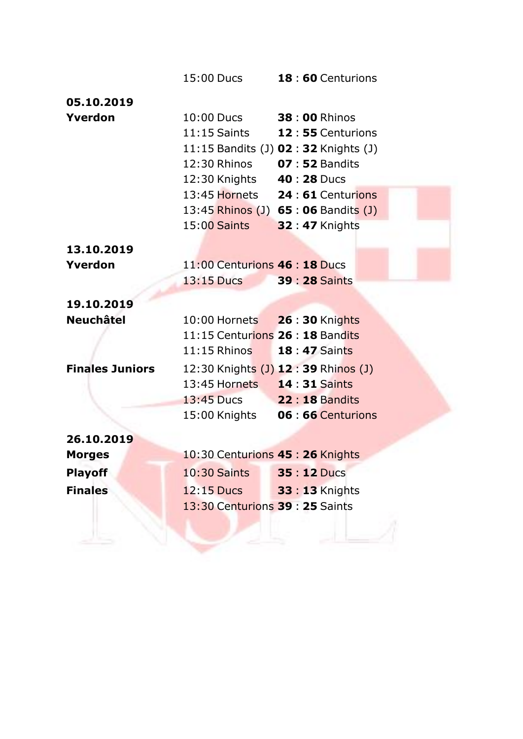| | | |
|---|---|---|
| | 15:00 Ducs | **18** : **60** Centurions |
| **05.10.2019** | | |
| **Yverdon** | 10:00 Ducs | **38** : **00** Rhinos |
| | 11:15 Saints | **12** : **55** Centurions |
| | 11:15 Bandits (J) | **02** : **32** Knights (J) |
| | 12:30 Rhinos | **07** : **52** Bandits |
| | 12:30 Knights | **40** : **28** Ducs |
| | 13:45 Hornets | **24** : **61** Centurions |
| | 13:45 Rhinos (J) | **65** : **06** Bandits (J) |
| | 15:00 Saints | **32** : **47** Knights |
| **13.10.2019** | | |
| **Yverdon** | 11:00 Centurions | **46** : **18** Ducs |
| | 13:15 Ducs | **39** : **28** Saints |
| **19.10.2019** | | |
| **Neuchâtel** | 10:00 Hornets | **26** : **30** Knights |
| | 11:15 Centurions | **26** : **18** Bandits |
| | 11:15 Rhinos | **18** : **47** Saints |
| **Finales Juniors** | 12:30 Knights (J) | **12** : **39** Rhinos (J) |
| | 13:45 Hornets | **14** : **31** Saints |
| | 13:45 Ducs | **22** : **18** Bandits |
| | 15:00 Knights | **06** : **66** Centurions |
| **26.10.2019** | | |
| **Morges** | 10:30 Centurions | **45** : **26** Knights |
| **Playoff** | 10:30 Saints | **35** : **12** Ducs |
| **Finales** | 12:15 Ducs | **33** : **13** Knights |
| | 13:30 Centurions | **39** : **25** Saints |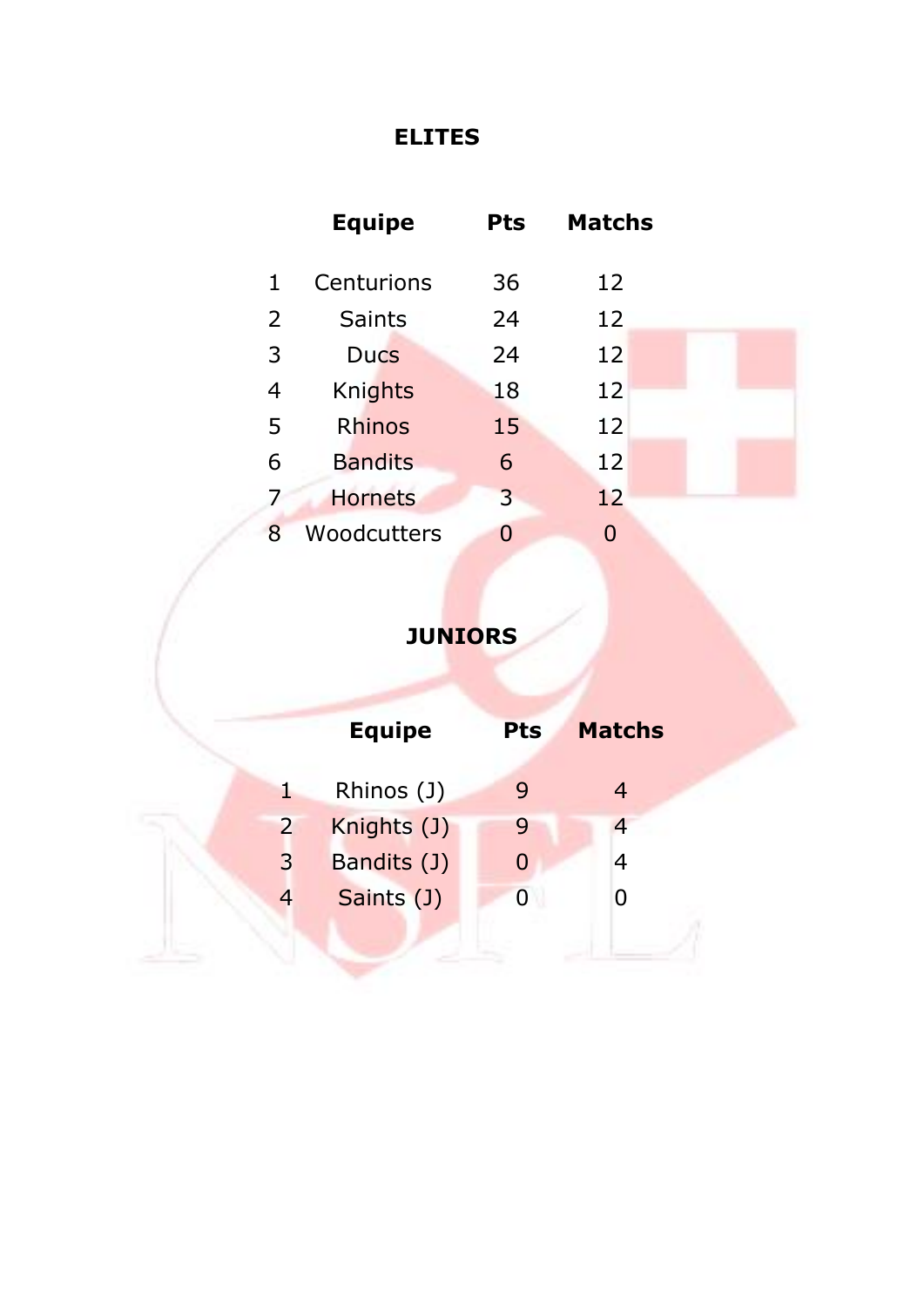## ELITES

| | Equipe | Pts | Matchs |
|---|---|---|---|
| 1 | Centurions | 36 | 12 |
| 2 | Saints | 24 | 12 |
| 3 | Ducs | 24 | 12 |
| 4 | Knights | 18 | 12 |
| 5 | Rhinos | 15 | 12 |
| 6 | Bandits | 6 | 12 |
| 7 | Hornets | 3 | 12 |
| 8 | Woodcutters | 0 | 0 |

## JUNIORS

| | Equipe | Pts | Matchs |
|---|---|---|---|
| 1 | Rhinos (J) | 9 | 4 |
| 2 | Knights (J) | 9 | 4 |
| 3 | Bandits (J) | 0 | 4 |
| 4 | Saints (J) | 0 | 0 |